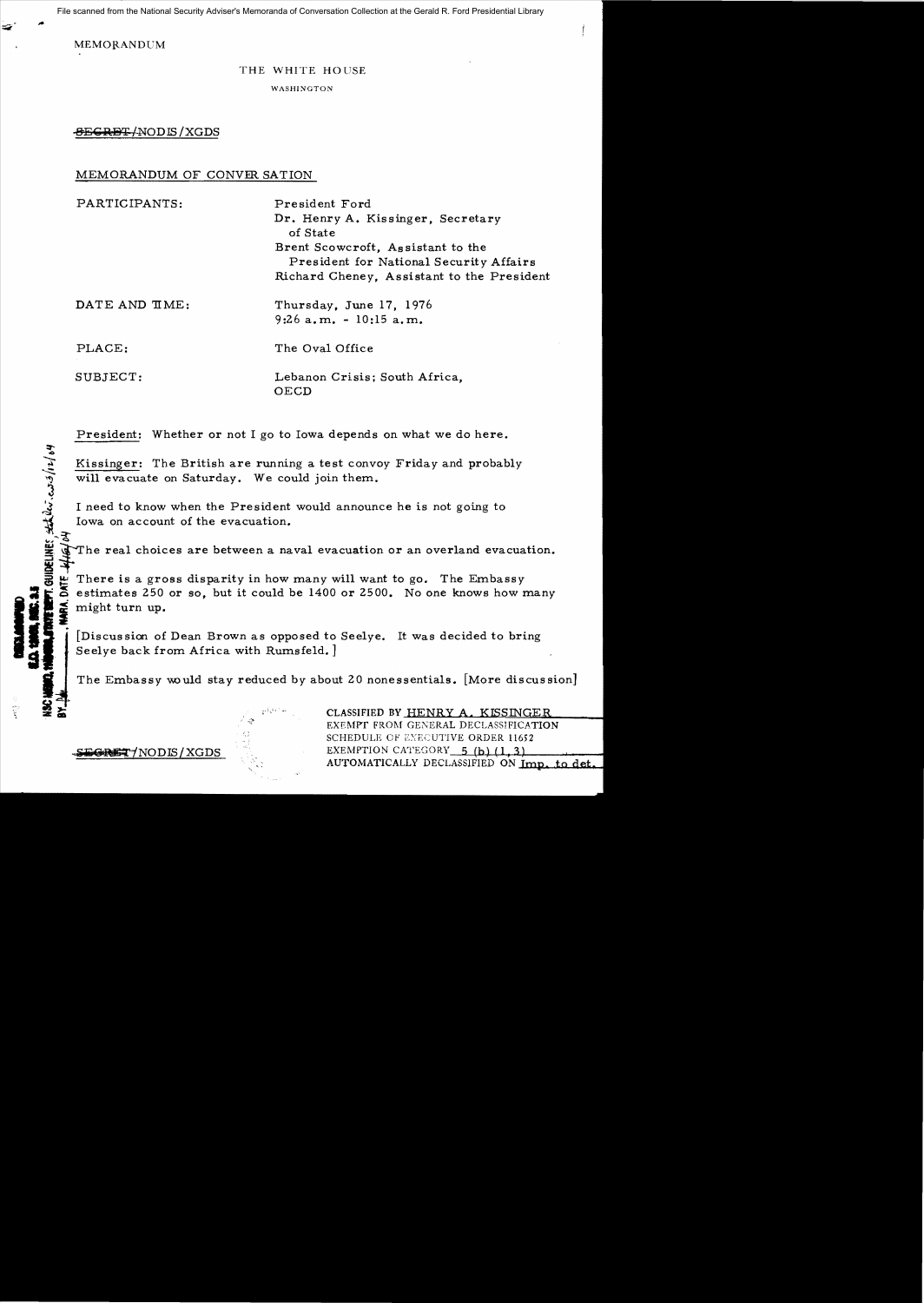MEMORANDUM

THE WHITE HOUSE

WASHINGTON

~~SECRET~~/NODIS/XGDS

MEMORANDUM OF CONVERSATION

PARTICIPANTS: President Ford
Dr. Henry A. Kissinger, Secretary of State
Brent Scowcroft, Assistant to the President for National Security Affairs
Richard Cheney, Assistant to the President

DATE AND TIME: Thursday, June 17, 1976
9:26 a.m. - 10:15 a.m.

PLACE: The Oval Office

SUBJECT: Lebanon Crisis; South Africa, OECD

President: Whether or not I go to Iowa depends on what we do here.

Kissinger: The British are running a test convoy Friday and probably will evacuate on Saturday. We could join them.

I need to know when the President would announce he is not going to Iowa on account of the evacuation.

The real choices are between a naval evacuation or an overland evacuation.

There is a gross disparity in how many will want to go. The Embassy estimates 250 or so, but it could be 1400 or 2500. No one knows how many might turn up.

[Discussion of Dean Brown as opposed to Seelye. It was decided to bring Seelye back from Africa with Rumsfeld.]

The Embassy would stay reduced by about 20 nonessentials. [More discussion]

CLASSIFIED BY HENRY A. KISSINGER
EXEMPT FROM GENERAL DECLASSIFICATION SCHEDULE OF EXECUTIVE ORDER 11652
EXEMPTION CATEGORY 5 (b) (1, 3)
AUTOMATICALLY DECLASSIFIED ON Imp. to det.

~~SECRET~~/NODIS/XGDS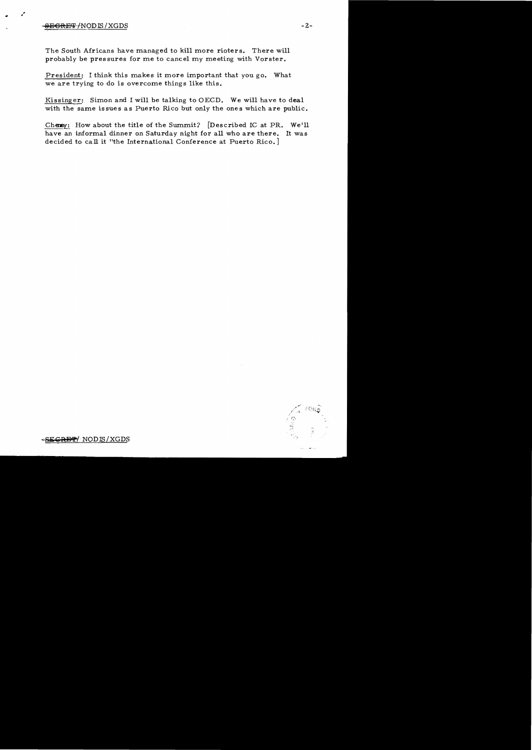The South Africans have managed to kill more rioters. There will probably be pressures for me to cancel my meeting with Vorster.

President: I think this makes it more important that you go. What we are trying to do is overcome things like this.

Kissinger: Simon and I will be talking to OECD. We will have to deal with the same issues as Puerto Rico but only the ones which are public.

Cheney: How about the title of the Summit? [Described IC at PR. We'll have an informal dinner on Saturday night for all who are there. It was decided to call it "the International Conference at Puerto Rico.]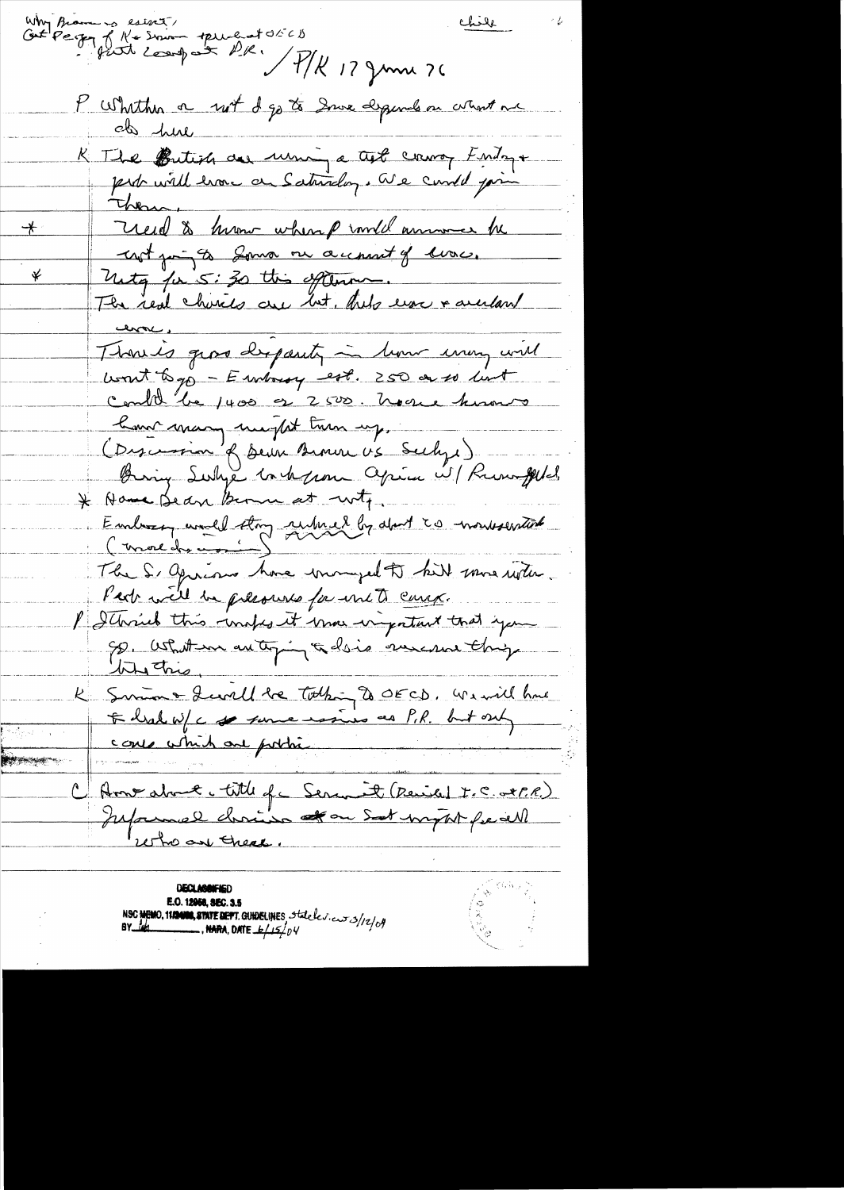Why Brown is essential
Get Peggy of K. Simon present at OECD
- Fifth Leonhart P.R.

Chile

P/K 17 June 76

P Whether or not I go to Simon depends on what we do here.

K The British are using a test convoy Friday + probably will leave on Saturday. We could join them.

* Need to know when P would announce he isn't going to Simon on account of Lebanon.

* Intg for 5:30 this afternoon.

The real choices are what, both leave + Auckland.

There is great disparity in how many will want to go - Embassy est. 250 or so but could be 1400 or 2500. No one knows how many might turn up.

(Discussion of Dean Brown vs Seelye)

Bring Seelye back from Africa w/ Rumsfeld.

* Have Dean Brown at mtg.

Embassy would stay, reduced by about 20 nonessential. (Murphy?)

The S. Africans have managed to kill more rioters. Park will be pressures for one to Carey.

P I think this makes it more important that you go. What we are trying to do is increase things like this.

K Simon + I will be talking to OECD. We will have to deal w/c some issues as P.R. but only ones which are public.

C How about title of Summit (Revised I.C. at P.R.) Informal discussions at our Sat might feel all who are there.

DECLASSIFIED
E.O. 12958, SEC. 3.5
NSC MEMO, 11/24/98, STATE DEPT. GUIDELINES, State lev. 3/12/04
BY [illegible], NARA, DATE 6/15/04